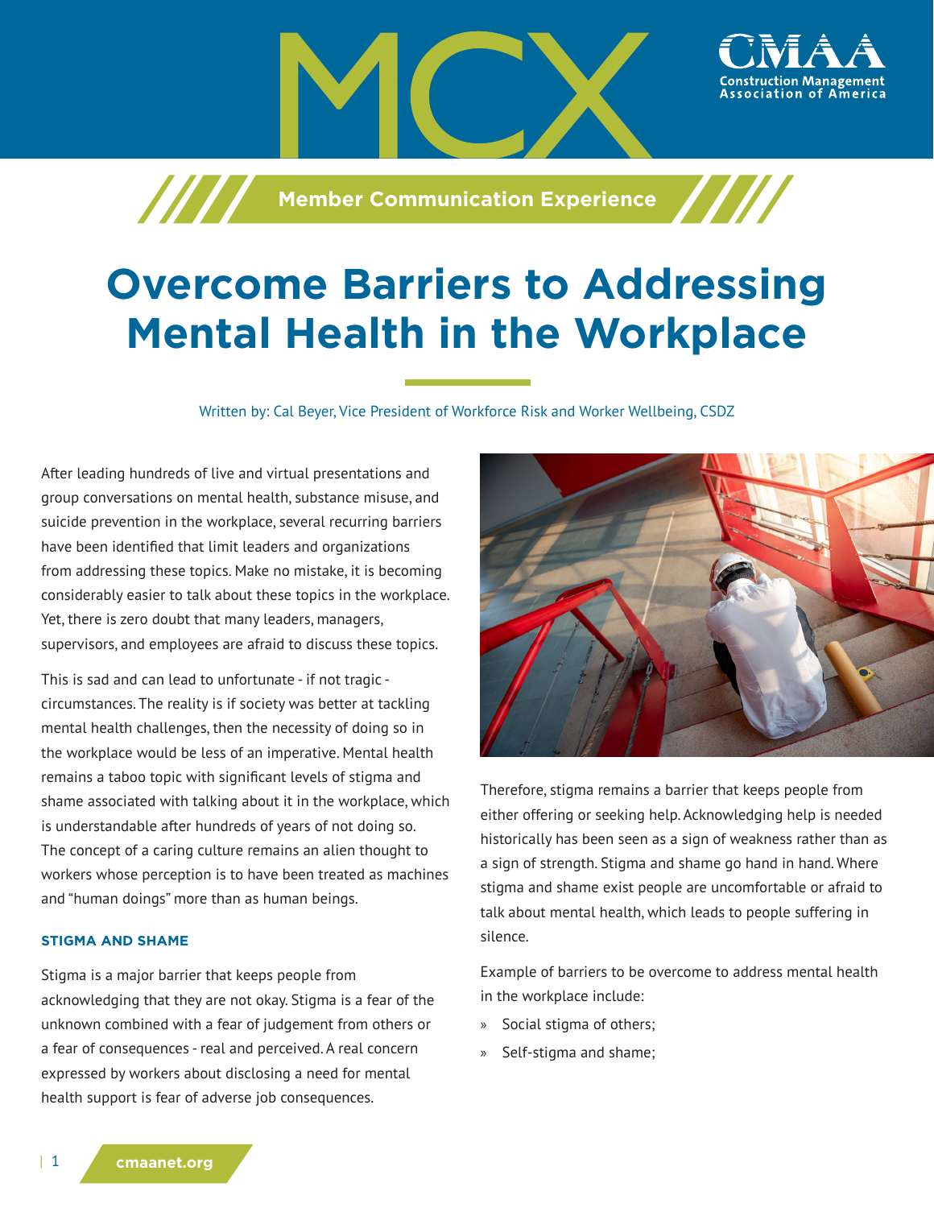# Overcome Barriers to Addressing Mental Health in the Workplace

Written by: Cal Beyer, Vice President of Workforce Risk and Worker Wellbeing, CSDZ

After leading hundreds of live and virtual presentations and group conversations on mental health, substance misuse, and suicide prevention in the workplace, several recurring barriers have been identified that limit leaders and organizations from addressing these topics. Make no mistake, it is becoming considerably easier to talk about these topics in the workplace. Yet, there is zero doubt that many leaders, managers, supervisors, and employees are afraid to discuss these topics.

This is sad and can lead to unfortunate - if not tragic - circumstances. The reality is if society was better at tackling mental health challenges, then the necessity of doing so in the workplace would be less of an imperative. Mental health remains a taboo topic with significant levels of stigma and shame associated with talking about it in the workplace, which is understandable after hundreds of years of not doing so. The concept of a caring culture remains an alien thought to workers whose perception is to have been treated as machines and "human doings" more than as human beings.

#### STIGMA AND SHAME

Stigma is a major barrier that keeps people from acknowledging that they are not okay. Stigma is a fear of the unknown combined with a fear of judgement from others or a fear of consequences - real and perceived. A real concern expressed by workers about disclosing a need for mental health support is fear of adverse job consequences.

Therefore, stigma remains a barrier that keeps people from either offering or seeking help. Acknowledging help is needed historically has been seen as a sign of weakness rather than as a sign of strength. Stigma and shame go hand in hand. Where stigma and shame exist people are uncomfortable or afraid to talk about mental health, which leads to people suffering in silence.

Example of barriers to be overcome to address mental health in the workplace include:

- Social stigma of others;
- Self-stigma and shame;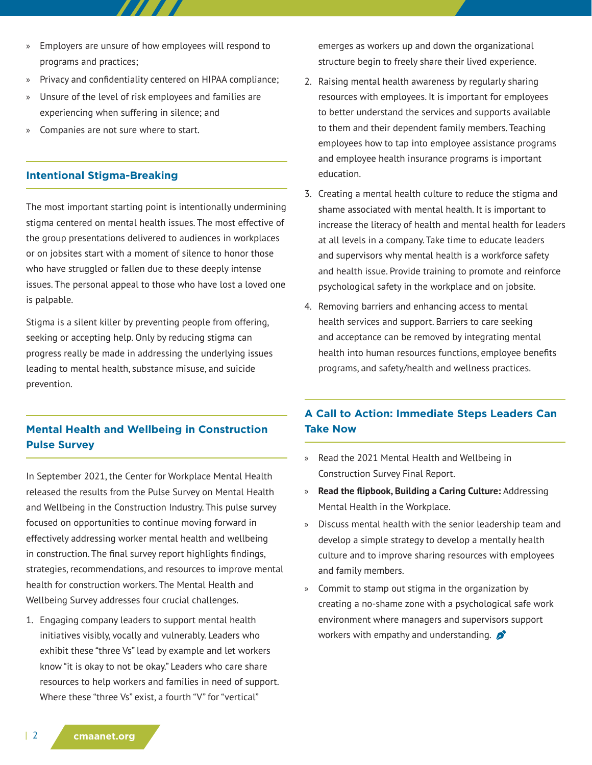- Employers are unsure of how employees will respond to programs and practices;
- Privacy and confidentiality centered on HIPAA compliance;
- Unsure of the level of risk employees and families are experiencing when suffering in silence; and
- Companies are not sure where to start.

## Intentional Stigma-Breaking

The most important starting point is intentionally undermining stigma centered on mental health issues. The most effective of the group presentations delivered to audiences in workplaces or on jobsites start with a moment of silence to honor those who have struggled or fallen due to these deeply intense issues. The personal appeal to those who have lost a loved one is palpable.

Stigma is a silent killer by preventing people from offering, seeking or accepting help. Only by reducing stigma can progress really be made in addressing the underlying issues leading to mental health, substance misuse, and suicide prevention.

## Mental Health and Wellbeing in Construction Pulse Survey

In September 2021, the Center for Workplace Mental Health released the results from the Pulse Survey on Mental Health and Wellbeing in the Construction Industry. This pulse survey focused on opportunities to continue moving forward in effectively addressing worker mental health and wellbeing in construction. The final survey report highlights findings, strategies, recommendations, and resources to improve mental health for construction workers. The Mental Health and Wellbeing Survey addresses four crucial challenges.

1. Engaging company leaders to support mental health initiatives visibly, vocally and vulnerably. Leaders who exhibit these "three Vs" lead by example and let workers know "it is okay to not be okay." Leaders who care share resources to help workers and families in need of support. Where these "three Vs" exist, a fourth "V" for "vertical" emerges as workers up and down the organizational structure begin to freely share their lived experience.
2. Raising mental health awareness by regularly sharing resources with employees. It is important for employees to better understand the services and supports available to them and their dependent family members. Teaching employees how to tap into employee assistance programs and employee health insurance programs is important education.
3. Creating a mental health culture to reduce the stigma and shame associated with mental health. It is important to increase the literacy of health and mental health for leaders at all levels in a company. Take time to educate leaders and supervisors why mental health is a workforce safety and health issue. Provide training to promote and reinforce psychological safety in the workplace and on jobsite.
4. Removing barriers and enhancing access to mental health services and support. Barriers to care seeking and acceptance can be removed by integrating mental health into human resources functions, employee benefits programs, and safety/health and wellness practices.

## A Call to Action: Immediate Steps Leaders Can Take Now

- Read the 2021 Mental Health and Wellbeing in Construction Survey Final Report.
- **Read the flipbook, Building a Caring Culture:** Addressing Mental Health in the Workplace.
- Discuss mental health with the senior leadership team and develop a simple strategy to develop a mentally health culture and to improve sharing resources with employees and family members.
- Commit to stamp out stigma in the organization by creating a no-shame zone with a psychological safe work environment where managers and supervisors support workers with empathy and understanding.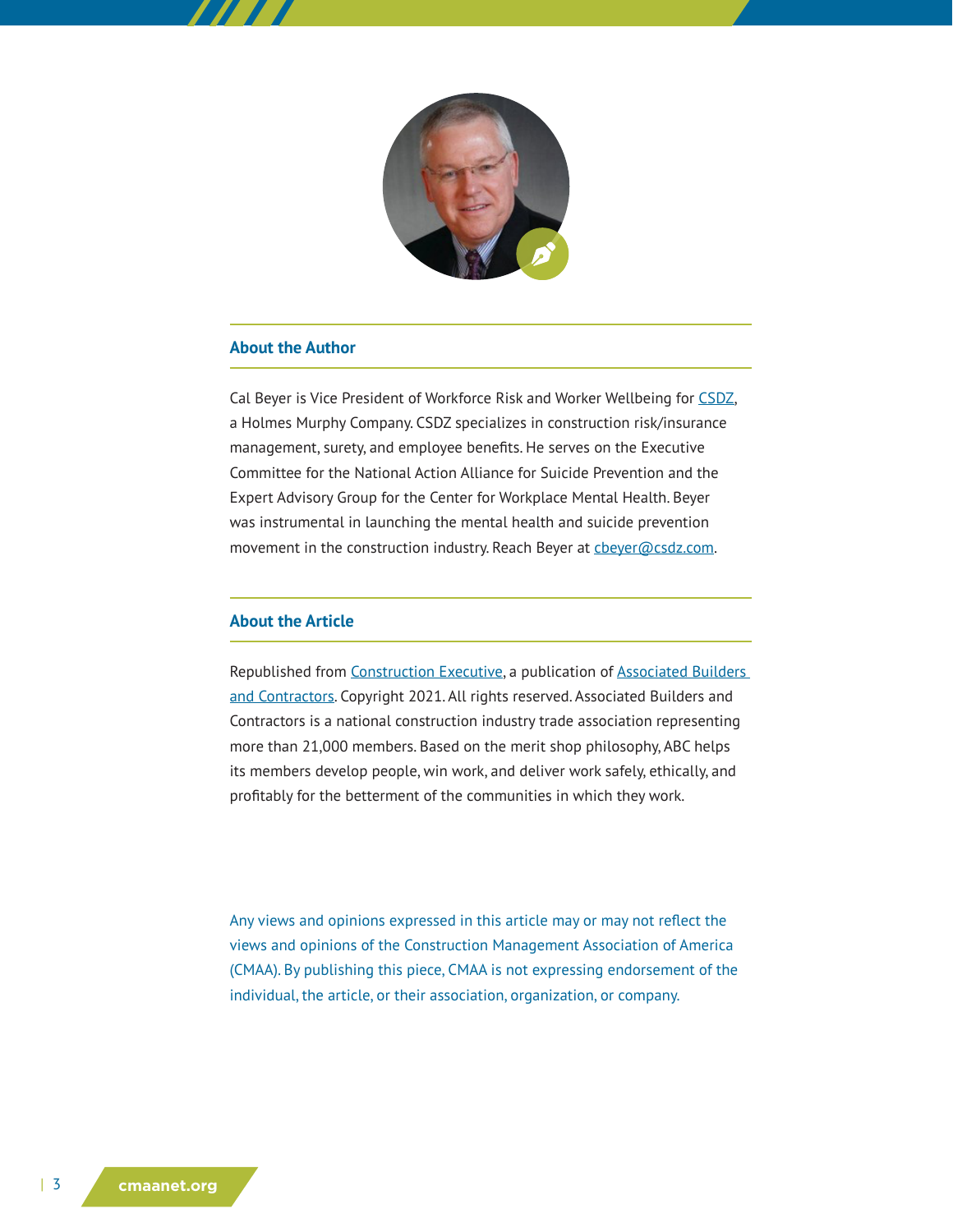## About the Author

Cal Beyer is Vice President of Workforce Risk and Worker Wellbeing for [CSDZ](), a Holmes Murphy Company. CSDZ specializes in construction risk/insurance management, surety, and employee benefits. He serves on the Executive Committee for the National Action Alliance for Suicide Prevention and the Expert Advisory Group for the Center for Workplace Mental Health. Beyer was instrumental in launching the mental health and suicide prevention movement in the construction industry. Reach Beyer at cbeyer@csdz.com.

## About the Article

Republished from Construction Executive, a publication of Associated Builders and Contractors. Copyright 2021. All rights reserved. Associated Builders and Contractors is a national construction industry trade association representing more than 21,000 members. Based on the merit shop philosophy, ABC helps its members develop people, win work, and deliver work safely, ethically, and profitably for the betterment of the communities in which they work.

Any views and opinions expressed in this article may or may not reflect the views and opinions of the Construction Management Association of America (CMAA). By publishing this piece, CMAA is not expressing endorsement of the individual, the article, or their association, organization, or company.